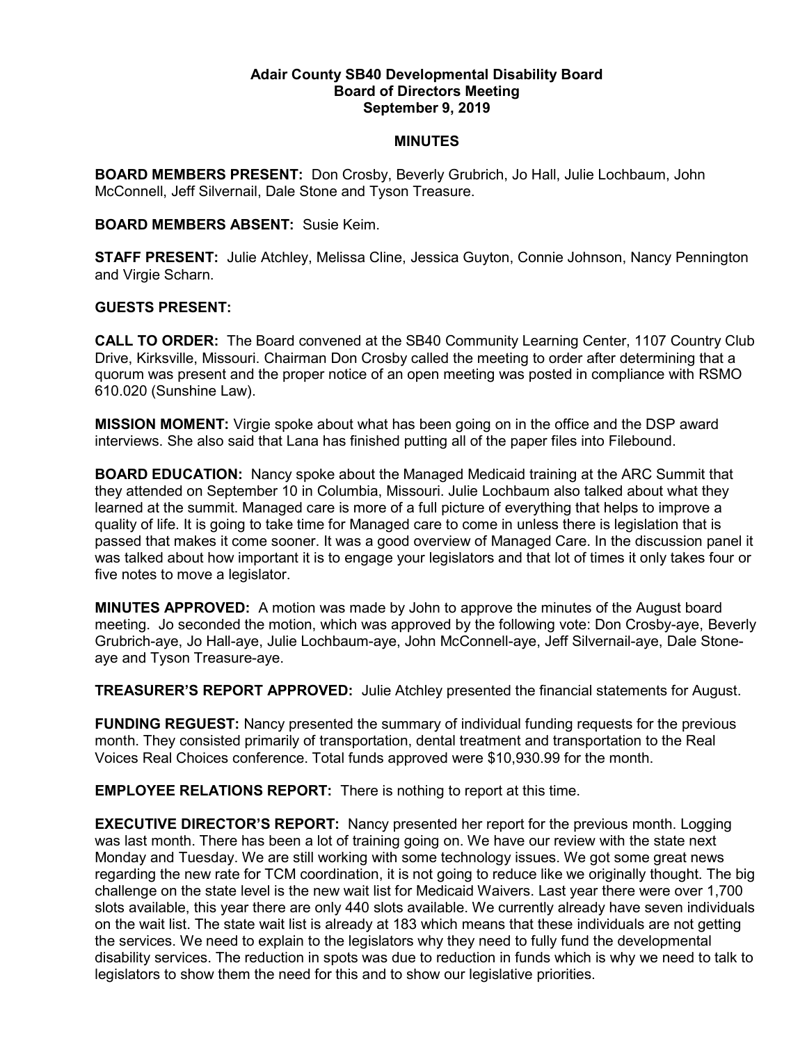**Adair County SB40 Developmental Disability Board**
**Board of Directors Meeting**
**September 9, 2019**

**MINUTES**

**BOARD MEMBERS PRESENT:** Don Crosby, Beverly Grubrich, Jo Hall, Julie Lochbaum, John McConnell, Jeff Silvernail, Dale Stone and Tyson Treasure.

**BOARD MEMBERS ABSENT:** Susie Keim.

**STAFF PRESENT:** Julie Atchley, Melissa Cline, Jessica Guyton, Connie Johnson, Nancy Pennington and Virgie Scharn.

**GUESTS PRESENT:**

**CALL TO ORDER:** The Board convened at the SB40 Community Learning Center, 1107 Country Club Drive, Kirksville, Missouri. Chairman Don Crosby called the meeting to order after determining that a quorum was present and the proper notice of an open meeting was posted in compliance with RSMO 610.020 (Sunshine Law).

**MISSION MOMENT:** Virgie spoke about what has been going on in the office and the DSP award interviews. She also said that Lana has finished putting all of the paper files into Filebound.

**BOARD EDUCATION:** Nancy spoke about the Managed Medicaid training at the ARC Summit that they attended on September 10 in Columbia, Missouri. Julie Lochbaum also talked about what they learned at the summit. Managed care is more of a full picture of everything that helps to improve a quality of life. It is going to take time for Managed care to come in unless there is legislation that is passed that makes it come sooner. It was a good overview of Managed Care. In the discussion panel it was talked about how important it is to engage your legislators and that lot of times it only takes four or five notes to move a legislator.

**MINUTES APPROVED:** A motion was made by John to approve the minutes of the August board meeting. Jo seconded the motion, which was approved by the following vote: Don Crosby-aye, Beverly Grubrich-aye, Jo Hall-aye, Julie Lochbaum-aye, John McConnell-aye, Jeff Silvernail-aye, Dale Stone-aye and Tyson Treasure-aye.

**TREASURER'S REPORT APPROVED:** Julie Atchley presented the financial statements for August.

**FUNDING REGUEST:** Nancy presented the summary of individual funding requests for the previous month. They consisted primarily of transportation, dental treatment and transportation to the Real Voices Real Choices conference. Total funds approved were $10,930.99 for the month.

**EMPLOYEE RELATIONS REPORT:** There is nothing to report at this time.

**EXECUTIVE DIRECTOR'S REPORT:** Nancy presented her report for the previous month. Logging was last month. There has been a lot of training going on. We have our review with the state next Monday and Tuesday. We are still working with some technology issues. We got some great news regarding the new rate for TCM coordination, it is not going to reduce like we originally thought. The big challenge on the state level is the new wait list for Medicaid Waivers. Last year there were over 1,700 slots available, this year there are only 440 slots available. We currently already have seven individuals on the wait list. The state wait list is already at 183 which means that these individuals are not getting the services. We need to explain to the legislators why they need to fully fund the developmental disability services. The reduction in spots was due to reduction in funds which is why we need to talk to legislators to show them the need for this and to show our legislative priorities.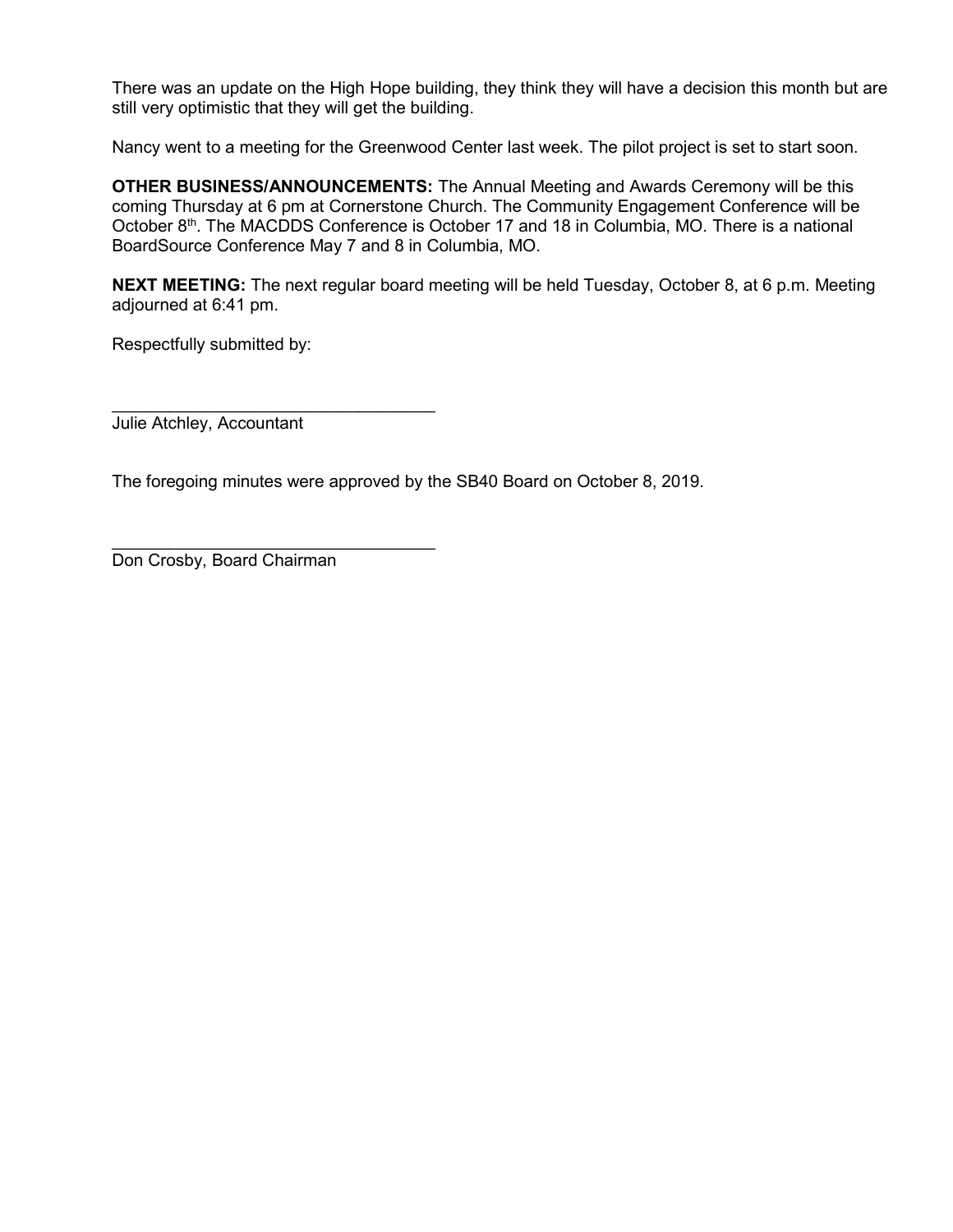There was an update on the High Hope building, they think they will have a decision this month but are still very optimistic that they will get the building.

Nancy went to a meeting for the Greenwood Center last week. The pilot project is set to start soon.

**OTHER BUSINESS/ANNOUNCEMENTS:** The Annual Meeting and Awards Ceremony will be this coming Thursday at 6 pm at Cornerstone Church. The Community Engagement Conference will be October 8th. The MACDDS Conference is October 17 and 18 in Columbia, MO. There is a national BoardSource Conference May 7 and 8 in Columbia, MO.

**NEXT MEETING:** The next regular board meeting will be held Tuesday, October 8, at 6 p.m. Meeting adjourned at 6:41 pm.

Respectfully submitted by:

\_\_\_\_\_\_\_\_\_\_\_\_\_\_\_\_\_\_\_\_\_\_\_\_\_\_\_\_\_\_\_\_\_\_

Julie Atchley, Accountant

The foregoing minutes were approved by the SB40 Board on October 8, 2019.

\_\_\_\_\_\_\_\_\_\_\_\_\_\_\_\_\_\_\_\_\_\_\_\_\_\_\_\_\_\_\_\_\_\_

Don Crosby, Board Chairman